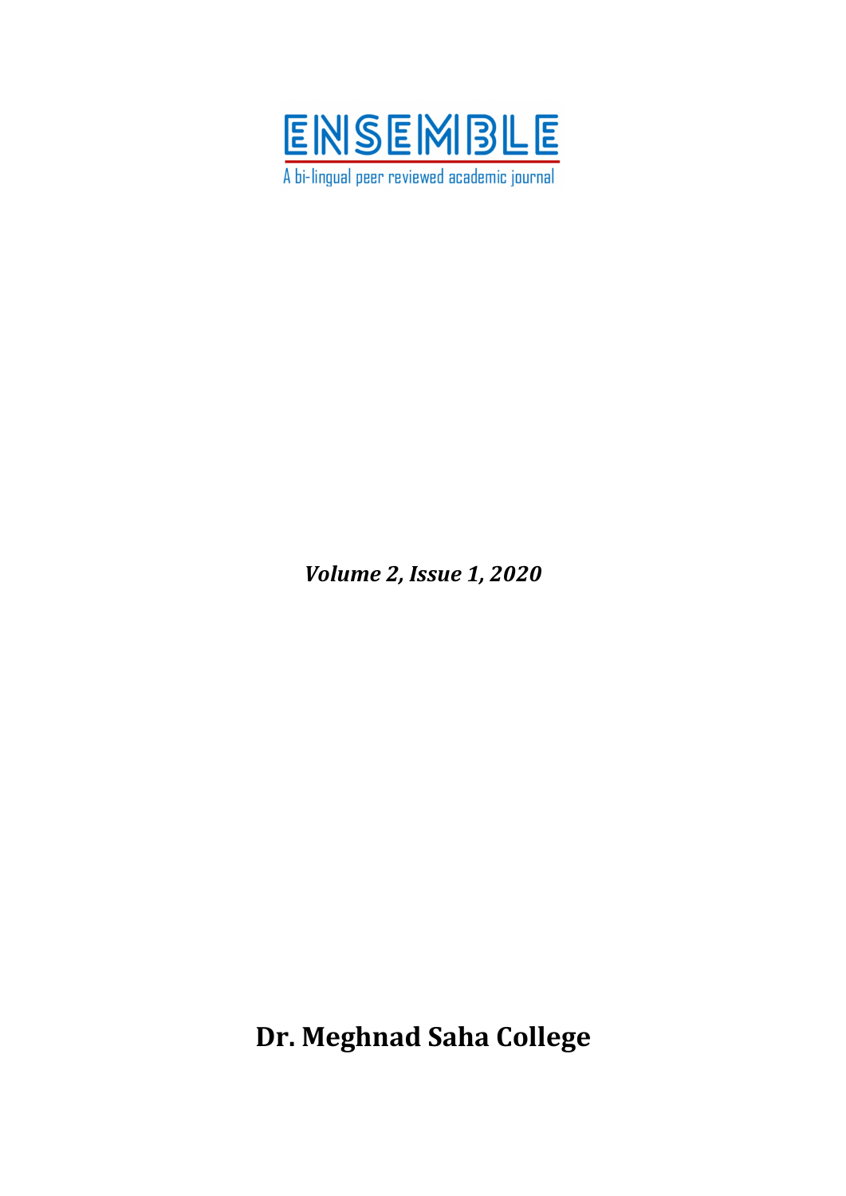# ENSEMBLE

A bi-lingual peer reviewed academic journal

***Volume 2, Issue 1, 2020***

# Dr. Meghnad Saha College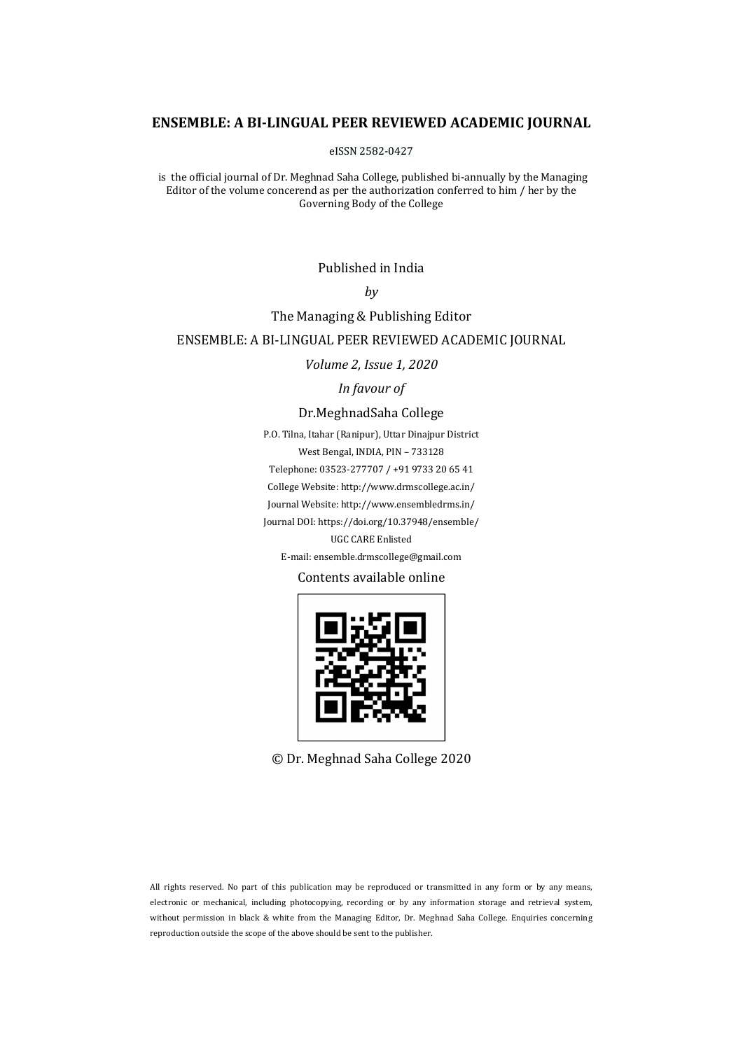**ENSEMBLE: A BI-LINGUAL PEER REVIEWED ACADEMIC JOURNAL**

eISSN 2582-0427

is the official journal of Dr. Meghnad Saha College, published bi-annually by the Managing Editor of the volume concerend as per the authorization conferred to him / her by the Governing Body of the College

Published in India

*by*

The Managing & Publishing Editor

ENSEMBLE: A BI-LINGUAL PEER REVIEWED ACADEMIC JOURNAL

*Volume 2, Issue 1, 2020*

*In favour of*

Dr.MeghnadSaha College

P.O. Tilna, Itahar (Ranipur), Uttar Dinajpur District

West Bengal, INDIA, PIN – 733128

Telephone: 03523-277707 / +91 9733 20 65 41

College Website: http://www.drmscollege.ac.in/

Journal Website: http://www.ensembledrms.in/

Journal DOI: https://doi.org/10.37948/ensemble/

UGC CARE Enlisted

E-mail: ensemble.drmscollege@gmail.com

Contents available online

© Dr. Meghnad Saha College 2020

All rights reserved. No part of this publication may be reproduced or transmitted in any form or by any means, electronic or mechanical, including photocopying, recording or by any information storage and retrieval system, without permission in black & white from the Managing Editor, Dr. Meghnad Saha College. Enquiries concerning reproduction outside the scope of the above should be sent to the publisher.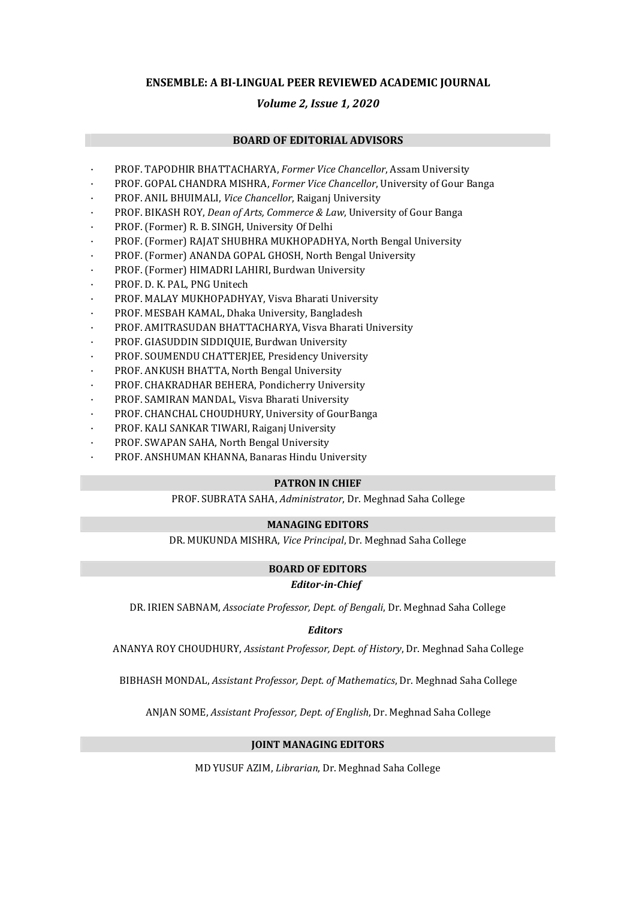**ENSEMBLE: A BI-LINGUAL PEER REVIEWED ACADEMIC JOURNAL**

***Volume 2, Issue 1, 2020***

## BOARD OF EDITORIAL ADVISORS

- PROF. TAPODHIR BHATTACHARYA, *Former Vice Chancellor*, Assam University
- PROF. GOPAL CHANDRA MISHRA, *Former Vice Chancellor*, University of Gour Banga
- PROF. ANIL BHUIMALI, *Vice Chancellor*, Raiganj University
- PROF. BIKASH ROY, *Dean of Arts, Commerce & Law*, University of Gour Banga
- PROF. (Former) R. B. SINGH, University Of Delhi
- PROF. (Former) RAJAT SHUBHRA MUKHOPADHYA, North Bengal University
- PROF. (Former) ANANDA GOPAL GHOSH, North Bengal University
- PROF. (Former) HIMADRI LAHIRI, Burdwan University
- PROF. D. K. PAL, PNG Unitech
- PROF. MALAY MUKHOPADHYAY, Visva Bharati University
- PROF. MESBAH KAMAL, Dhaka University, Bangladesh
- PROF. AMITRASUDAN BHATTACHARYA, Visva Bharati University
- PROF. GIASUDDIN SIDDIQUIE, Burdwan University
- PROF. SOUMENDU CHATTERJEE, Presidency University
- PROF. ANKUSH BHATTA, North Bengal University
- PROF. CHAKRADHAR BEHERA, Pondicherry University
- PROF. SAMIRAN MANDAL, Visva Bharati University
- PROF. CHANCHAL CHOUDHURY, University of GourBanga
- PROF. KALI SANKAR TIWARI, Raiganj University
- PROF. SWAPAN SAHA, North Bengal University
- PROF. ANSHUMAN KHANNA, Banaras Hindu University

## PATRON IN CHIEF

PROF. SUBRATA SAHA, *Administrator*, Dr. Meghnad Saha College

## MANAGING EDITORS

DR. MUKUNDA MISHRA, *Vice Principal*, Dr. Meghnad Saha College

## BOARD OF EDITORS

***Editor-in-Chief***

DR. IRIEN SABNAM, *Associate Professor, Dept. of Bengali*, Dr. Meghnad Saha College

***Editors***

ANANYA ROY CHOUDHURY, *Assistant Professor, Dept. of History*, Dr. Meghnad Saha College

BIBHASH MONDAL, *Assistant Professor, Dept. of Mathematics*, Dr. Meghnad Saha College

ANJAN SOME, *Assistant Professor, Dept. of English*, Dr. Meghnad Saha College

## JOINT MANAGING EDITORS

MD YUSUF AZIM, *Librarian*, Dr. Meghnad Saha College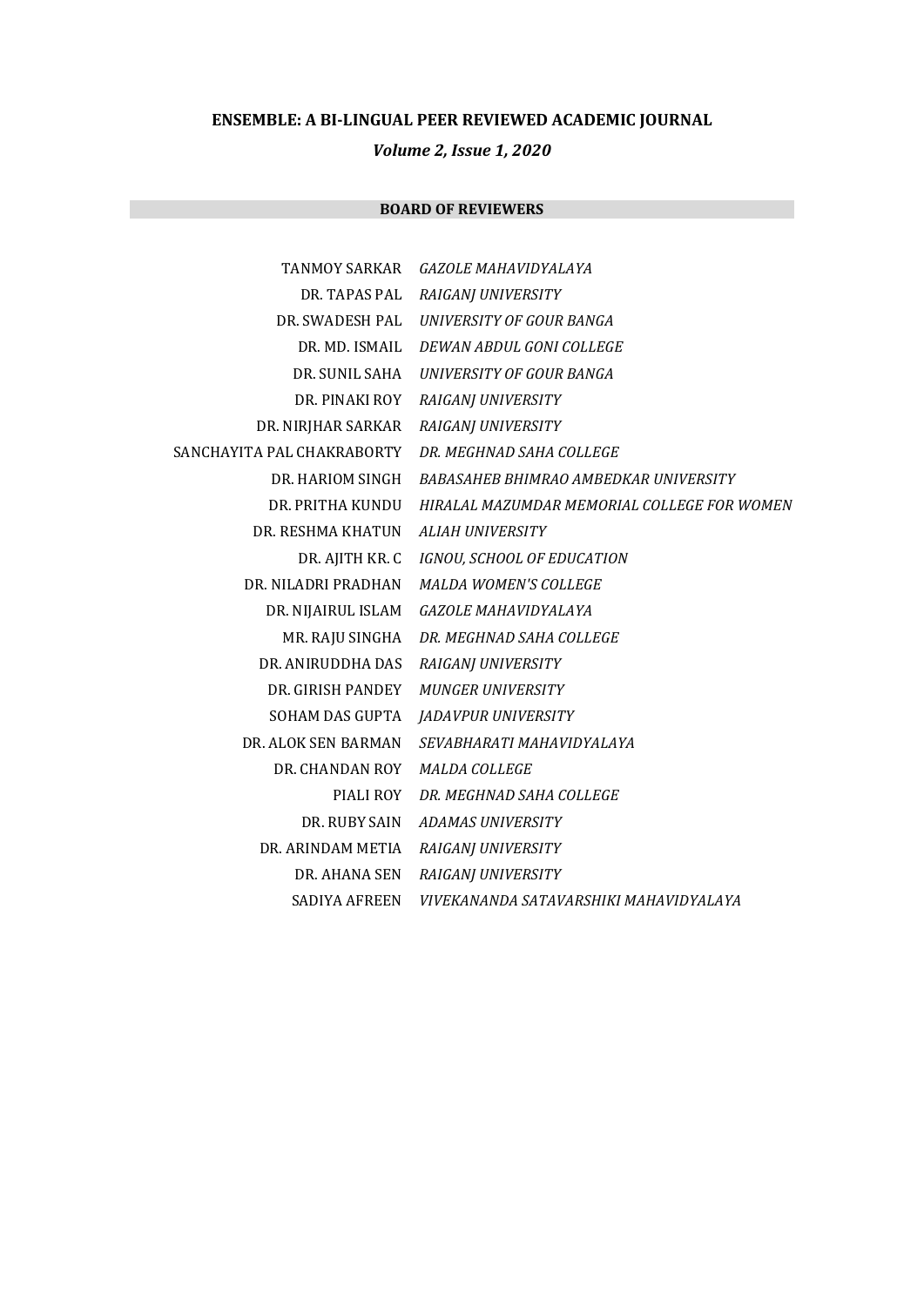**ENSEMBLE: A BI-LINGUAL PEER REVIEWED ACADEMIC JOURNAL**

***Volume 2, Issue 1, 2020***

## BOARD OF REVIEWERS

| | |
|---|---|
| TANMOY SARKAR | *GAZOLE MAHAVIDYALAYA* |
| DR. TAPAS PAL | *RAIGANJ UNIVERSITY* |
| DR. SWADESH PAL | *UNIVERSITY OF GOUR BANGA* |
| DR. MD. ISMAIL | *DEWAN ABDUL GONI COLLEGE* |
| DR. SUNIL SAHA | *UNIVERSITY OF GOUR BANGA* |
| DR. PINAKI ROY | *RAIGANJ UNIVERSITY* |
| DR. NIRJHAR SARKAR | *RAIGANJ UNIVERSITY* |
| SANCHAYITA PAL CHAKRABORTY | *DR. MEGHNAD SAHA COLLEGE* |
| DR. HARIOM SINGH | *BABASAHEB BHIMRAO AMBEDKAR UNIVERSITY* |
| DR. PRITHA KUNDU | *HIRALAL MAZUMDAR MEMORIAL COLLEGE FOR WOMEN* |
| DR. RESHMA KHATUN | *ALIAH UNIVERSITY* |
| DR. AJITH KR. C | *IGNOU, SCHOOL OF EDUCATION* |
| DR. NILADRI PRADHAN | *MALDA WOMEN'S COLLEGE* |
| DR. NIJAIRUL ISLAM | *GAZOLE MAHAVIDYALAYA* |
| MR. RAJU SINGHA | *DR. MEGHNAD SAHA COLLEGE* |
| DR. ANIRUDDHA DAS | *RAIGANJ UNIVERSITY* |
| DR. GIRISH PANDEY | *MUNGER UNIVERSITY* |
| SOHAM DAS GUPTA | *JADAVPUR UNIVERSITY* |
| DR. ALOK SEN BARMAN | *SEVABHARATI MAHAVIDYALAYA* |
| DR. CHANDAN ROY | *MALDA COLLEGE* |
| PIALI ROY | *DR. MEGHNAD SAHA COLLEGE* |
| DR. RUBY SAIN | *ADAMAS UNIVERSITY* |
| DR. ARINDAM METIA | *RAIGANJ UNIVERSITY* |
| DR. AHANA SEN | *RAIGANJ UNIVERSITY* |
| SADIYA AFREEN | *VIVEKANANDA SATAVARSHIKI MAHAVIDYALAYA* |